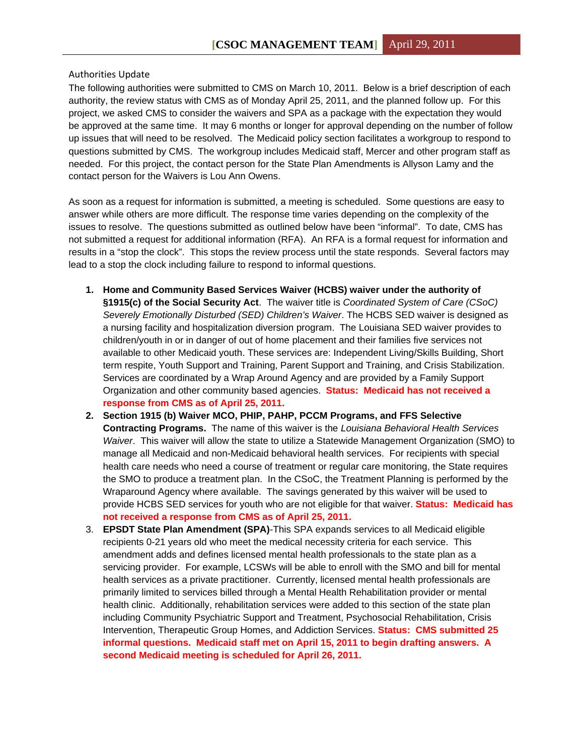Authorities Update

The following authorities were submitted to CMS on March 10, 2011. Below is a brief description of each authority, the review status with CMS as of Monday April 25, 2011, and the planned follow up. For this project, we asked CMS to consider the waivers and SPA as a package with the expectation they would be approved at the same time. It may 6 months or longer for approval depending on the number of follow up issues that will need to be resolved. The Medicaid policy section facilitates a workgroup to respond to questions submitted by CMS. The workgroup includes Medicaid staff, Mercer and other program staff as needed. For this project, the contact person for the State Plan Amendments is Allyson Lamy and the contact person for the Waivers is Lou Ann Owens.

As soon as a request for information is submitted, a meeting is scheduled. Some questions are easy to answer while others are more difficult. The response time varies depending on the complexity of the issues to resolve. The questions submitted as outlined below have been "informal". To date, CMS has not submitted a request for additional information (RFA). An RFA is a formal request for information and results in a "stop the clock". This stops the review process until the state responds. Several factors may lead to a stop the clock including failure to respond to informal questions.

1. **Home and Community Based Services Waiver (HCBS) waiver under the authority of §1915(c) of the Social Security Act**. The waiver title is *Coordinated System of Care (CSoC) Severely Emotionally Disturbed (SED) Children's Waiver*. The HCBS SED waiver is designed as a nursing facility and hospitalization diversion program. The Louisiana SED waiver provides to children/youth in or in danger of out of home placement and their families five services not available to other Medicaid youth. These services are: Independent Living/Skills Building, Short term respite, Youth Support and Training, Parent Support and Training, and Crisis Stabilization. Services are coordinated by a Wrap Around Agency and are provided by a Family Support Organization and other community based agencies. **Status: Medicaid has not received a response from CMS as of April 25, 2011.**
2. **Section 1915 (b) Waiver MCO, PHIP, PAHP, PCCM Programs, and FFS Selective Contracting Programs.** The name of this waiver is the *Louisiana Behavioral Health Services Waiver*. This waiver will allow the state to utilize a Statewide Management Organization (SMO) to manage all Medicaid and non-Medicaid behavioral health services. For recipients with special health care needs who need a course of treatment or regular care monitoring, the State requires the SMO to produce a treatment plan. In the CSoC, the Treatment Planning is performed by the Wraparound Agency where available. The savings generated by this waiver will be used to provide HCBS SED services for youth who are not eligible for that waiver. **Status: Medicaid has not received a response from CMS as of April 25, 2011.**
3. **EPSDT State Plan Amendment (SPA)**-This SPA expands services to all Medicaid eligible recipients 0-21 years old who meet the medical necessity criteria for each service. This amendment adds and defines licensed mental health professionals to the state plan as a servicing provider. For example, LCSWs will be able to enroll with the SMO and bill for mental health services as a private practitioner. Currently, licensed mental health professionals are primarily limited to services billed through a Mental Health Rehabilitation provider or mental health clinic. Additionally, rehabilitation services were added to this section of the state plan including Community Psychiatric Support and Treatment, Psychosocial Rehabilitation, Crisis Intervention, Therapeutic Group Homes, and Addiction Services. **Status: CMS submitted 25 informal questions. Medicaid staff met on April 15, 2011 to begin drafting answers. A second Medicaid meeting is scheduled for April 26, 2011.**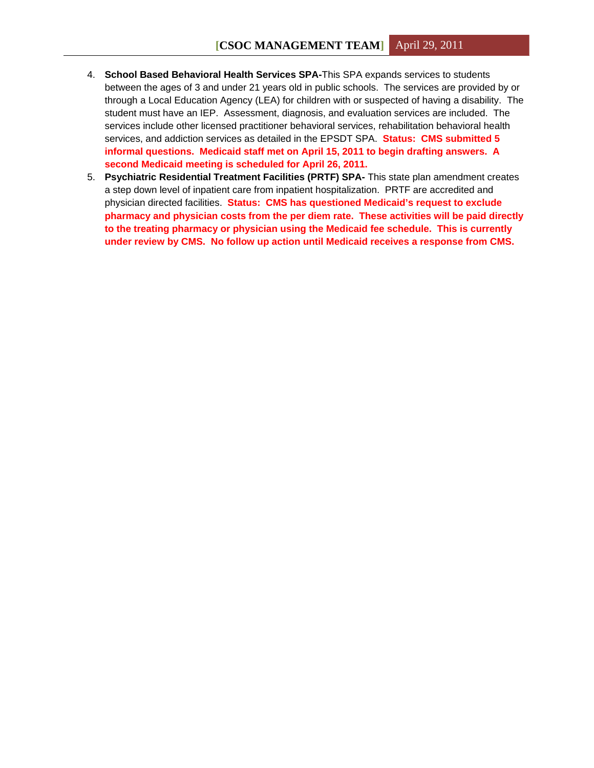4. **School Based Behavioral Health Services SPA-**This SPA expands services to students between the ages of 3 and under 21 years old in public schools. The services are provided by or through a Local Education Agency (LEA) for children with or suspected of having a disability. The student must have an IEP. Assessment, diagnosis, and evaluation services are included. The services include other licensed practitioner behavioral services, rehabilitation behavioral health services, and addiction services as detailed in the EPSDT SPA. **Status: CMS submitted 5 informal questions. Medicaid staff met on April 15, 2011 to begin drafting answers. A second Medicaid meeting is scheduled for April 26, 2011.**
5. **Psychiatric Residential Treatment Facilities (PRTF) SPA-** This state plan amendment creates a step down level of inpatient care from inpatient hospitalization. PRTF are accredited and physician directed facilities. **Status: CMS has questioned Medicaid's request to exclude pharmacy and physician costs from the per diem rate. These activities will be paid directly to the treating pharmacy or physician using the Medicaid fee schedule. This is currently under review by CMS. No follow up action until Medicaid receives a response from CMS.**